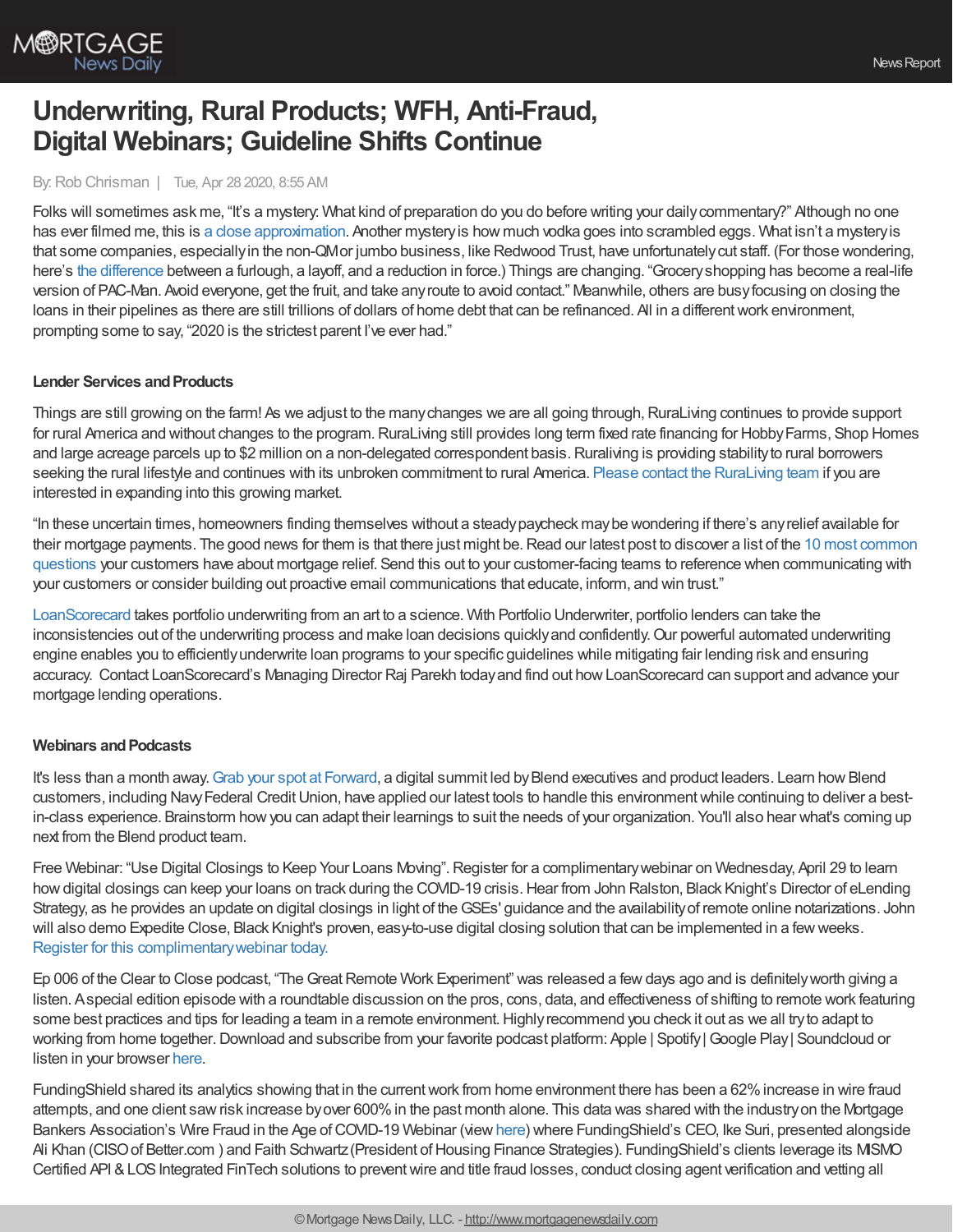# Underwriting, Rural Products; WFH, Anti-Fraud, Digital Webinars; Guideline Shifts Continue

By: Rob Chrisman | Tue, Apr 28 2020, 8:55 AM

Folks will sometimes ask me, "It's a mystery: What kind of preparation do you do before writing your daily commentary?" Although no one has ever filmed me, this is a close approximation. Another mystery is how much vodka goes into scrambled eggs. What isn't a mystery is that some companies, especially in the non-QM or jumbo business, like Redwood Trust, have unfortunately cut staff. (For those wondering, here's the difference between a furlough, a layoff, and a reduction in force.) Things are changing. "Grocery shopping has become a real-life version of PAC-Man. Avoid everyone, get the fruit, and take any route to avoid contact." Meanwhile, others are busy focusing on closing the loans in their pipelines as there are still trillions of dollars of home debt that can be refinanced. All in a different work environment, prompting some to say, "2020 is the strictest parent I've ever had."

### Lender Services and Products

Things are still growing on the farm! As we adjust to the many changes we are all going through, RuraLiving continues to provide support for rural America and without changes to the program. RuraLiving still provides long term fixed rate financing for Hobby Farms, Shop Homes and large acreage parcels up to $2 million on a non-delegated correspondent basis. Ruraliving is providing stability to rural borrowers seeking the rural lifestyle and continues with its unbroken commitment to rural America. Please contact the RuraLiving team if you are interested in expanding into this growing market.

"In these uncertain times, homeowners finding themselves without a steady paycheck may be wondering if there's any relief available for their mortgage payments. The good news for them is that there just might be. Read our latest post to discover a list of the 10 most common questions your customers have about mortgage relief. Send this out to your customer-facing teams to reference when communicating with your customers or consider building out proactive email communications that educate, inform, and win trust."

LoanScorecard takes portfolio underwriting from an art to a science. With Portfolio Underwriter, portfolio lenders can take the inconsistencies out of the underwriting process and make loan decisions quickly and confidently. Our powerful automated underwriting engine enables you to efficiently underwrite loan programs to your specific guidelines while mitigating fair lending risk and ensuring accuracy. Contact LoanScorecard's Managing Director Raj Parekh today and find out how LoanScorecard can support and advance your mortgage lending operations.

### Webinars and Podcasts

It's less than a month away. Grab your spot at Forward, a digital summit led by Blend executives and product leaders. Learn how Blend customers, including Navy Federal Credit Union, have applied our latest tools to handle this environment while continuing to deliver a best-in-class experience. Brainstorm how you can adapt their learnings to suit the needs of your organization. You'll also hear what's coming up next from the Blend product team.

Free Webinar: "Use Digital Closings to Keep Your Loans Moving". Register for a complimentary webinar on Wednesday, April 29 to learn how digital closings can keep your loans on track during the COVID-19 crisis. Hear from John Ralston, Black Knight's Director of eLending Strategy, as he provides an update on digital closings in light of the GSEs' guidance and the availability of remote online notarizations. John will also demo Expedite Close, Black Knight's proven, easy-to-use digital closing solution that can be implemented in a few weeks. Register for this complimentary webinar today.

Ep 006 of the Clear to Close podcast, "The Great Remote Work Experiment" was released a few days ago and is definitely worth giving a listen. A special edition episode with a roundtable discussion on the pros, cons, data, and effectiveness of shifting to remote work featuring some best practices and tips for leading a team in a remote environment. Highly recommend you check it out as we all try to adapt to working from home together. Download and subscribe from your favorite podcast platform: Apple | Spotify | Google Play | Soundcloud or listen in your browser here.

FundingShield shared its analytics showing that in the current work from home environment there has been a 62% increase in wire fraud attempts, and one client saw risk increase by over 600% in the past month alone. This data was shared with the industry on the Mortgage Bankers Association's Wire Fraud in the Age of COVID-19 Webinar (view here) where FundingShield's CEO, Ike Suri, presented alongside Ali Khan (CISO of Better.com ) and Faith Schwartz (President of Housing Finance Strategies). FundingShield's clients leverage its MISMO Certified API & LOS Integrated FinTech solutions to prevent wire and title fraud losses, conduct closing agent verification and vetting all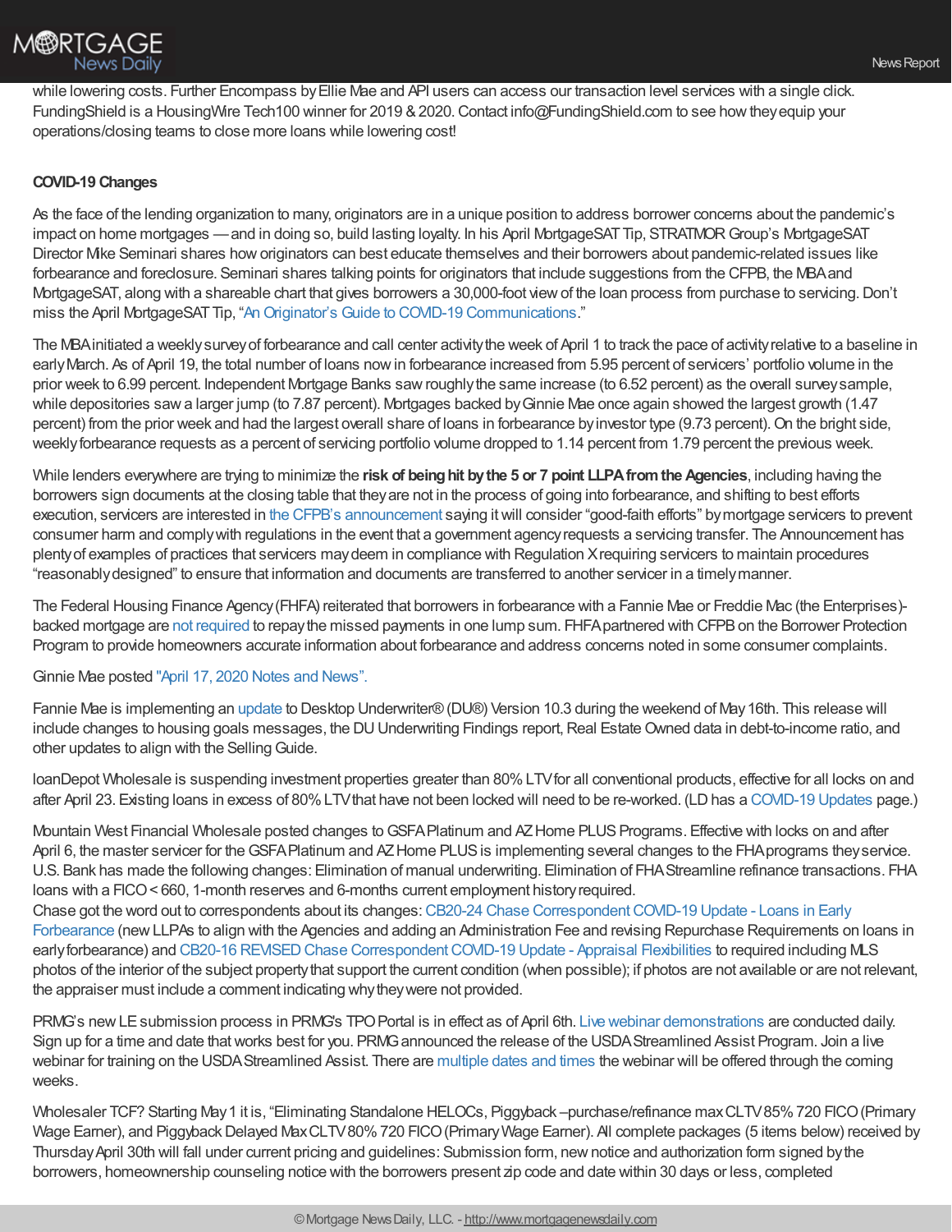while lowering costs. Further Encompass by Ellie Mae and API users can access our transaction level services with a single click. FundingShield is a HousingWire Tech100 winner for 2019 & 2020. Contact info@FundingShield.com to see how they equip your operations/closing teams to close more loans while lowering cost!

**COVID-19 Changes**

As the face of the lending organization to many, originators are in a unique position to address borrower concerns about the pandemic's impact on home mortgages — and in doing so, build lasting loyalty. In his April MortgageSAT Tip, STRATMOR Group's MortgageSAT Director Mike Seminari shares how originators can best educate themselves and their borrowers about pandemic-related issues like forbearance and foreclosure. Seminari shares talking points for originators that include suggestions from the CFPB, the MBA and MortgageSAT, along with a shareable chart that gives borrowers a 30,000-foot view of the loan process from purchase to servicing. Don't miss the April MortgageSAT Tip, "An Originator's Guide to COVID-19 Communications."

The MBA initiated a weekly survey of forbearance and call center activity the week of April 1 to track the pace of activity relative to a baseline in early March. As of April 19, the total number of loans now in forbearance increased from 5.95 percent of servicers' portfolio volume in the prior week to 6.99 percent. Independent Mortgage Banks saw roughly the same increase (to 6.52 percent) as the overall survey sample, while depositories saw a larger jump (to 7.87 percent). Mortgages backed by Ginnie Mae once again showed the largest growth (1.47 percent) from the prior week and had the largest overall share of loans in forbearance by investor type (9.73 percent). On the bright side, weekly forbearance requests as a percent of servicing portfolio volume dropped to 1.14 percent from 1.79 percent the previous week.

While lenders everywhere are trying to minimize the **risk of being hit by the 5 or 7 point LLPA from the Agencies**, including having the borrowers sign documents at the closing table that they are not in the process of going into forbearance, and shifting to best efforts execution, servicers are interested in the CFPB's announcement saying it will consider "good-faith efforts" by mortgage servicers to prevent consumer harm and comply with regulations in the event that a government agency requests a servicing transfer. The Announcement has plenty of examples of practices that servicers may deem in compliance with Regulation X requiring servicers to maintain procedures "reasonably designed" to ensure that information and documents are transferred to another servicer in a timely manner.

The Federal Housing Finance Agency (FHFA) reiterated that borrowers in forbearance with a Fannie Mae or Freddie Mac (the Enterprises)-backed mortgage are not required to repay the missed payments in one lump sum. FHFA partnered with CFPB on the Borrower Protection Program to provide homeowners accurate information about forbearance and address concerns noted in some consumer complaints.

Ginnie Mae posted "April 17, 2020 Notes and News".

Fannie Mae is implementing an update to Desktop Underwriter® (DU®) Version 10.3 during the weekend of May 16th. This release will include changes to housing goals messages, the DU Underwriting Findings report, Real Estate Owned data in debt-to-income ratio, and other updates to align with the Selling Guide.

loanDepot Wholesale is suspending investment properties greater than 80% LTV for all conventional products, effective for all locks on and after April 23. Existing loans in excess of 80% LTV that have not been locked will need to be re-worked. (LD has a COVID-19 Updates page.)

Mountain West Financial Wholesale posted changes to GSFA Platinum and AZ Home PLUS Programs. Effective with locks on and after April 6, the master servicer for the GSFA Platinum and AZ Home PLUS is implementing several changes to the FHA programs they service. U.S. Bank has made the following changes: Elimination of manual underwriting. Elimination of FHA Streamline refinance transactions. FHA loans with a FICO < 660, 1-month reserves and 6-months current employment history required.
Chase got the word out to correspondents about its changes: CB20-24 Chase Correspondent COVID-19 Update - Loans in Early Forbearance (new LLPAs to align with the Agencies and adding an Administration Fee and revising Repurchase Requirements on loans in early forbearance) and CB20-16 REVISED Chase Correspondent COVID-19 Update - Appraisal Flexibilities to required including MLS photos of the interior of the subject property that support the current condition (when possible); if photos are not available or are not relevant, the appraiser must include a comment indicating why they were not provided.

PRMG's new LE submission process in PRMG's TPO Portal is in effect as of April 6th. Live webinar demonstrations are conducted daily. Sign up for a time and date that works best for you. PRMG announced the release of the USDA Streamlined Assist Program. Join a live webinar for training on the USDA Streamlined Assist. There are multiple dates and times the webinar will be offered through the coming weeks.

Wholesaler TCF? Starting May 1 it is, "Eliminating Standalone HELOCs, Piggyback –purchase/refinance max CLTV 85% 720 FICO (Primary Wage Earner), and Piggyback Delayed Max CLTV 80% 720 FICO (Primary Wage Earner). All complete packages (5 items below) received by Thursday April 30th will fall under current pricing and guidelines: Submission form, new notice and authorization form signed by the borrowers, homeownership counseling notice with the borrowers present zip code and date within 30 days or less, completed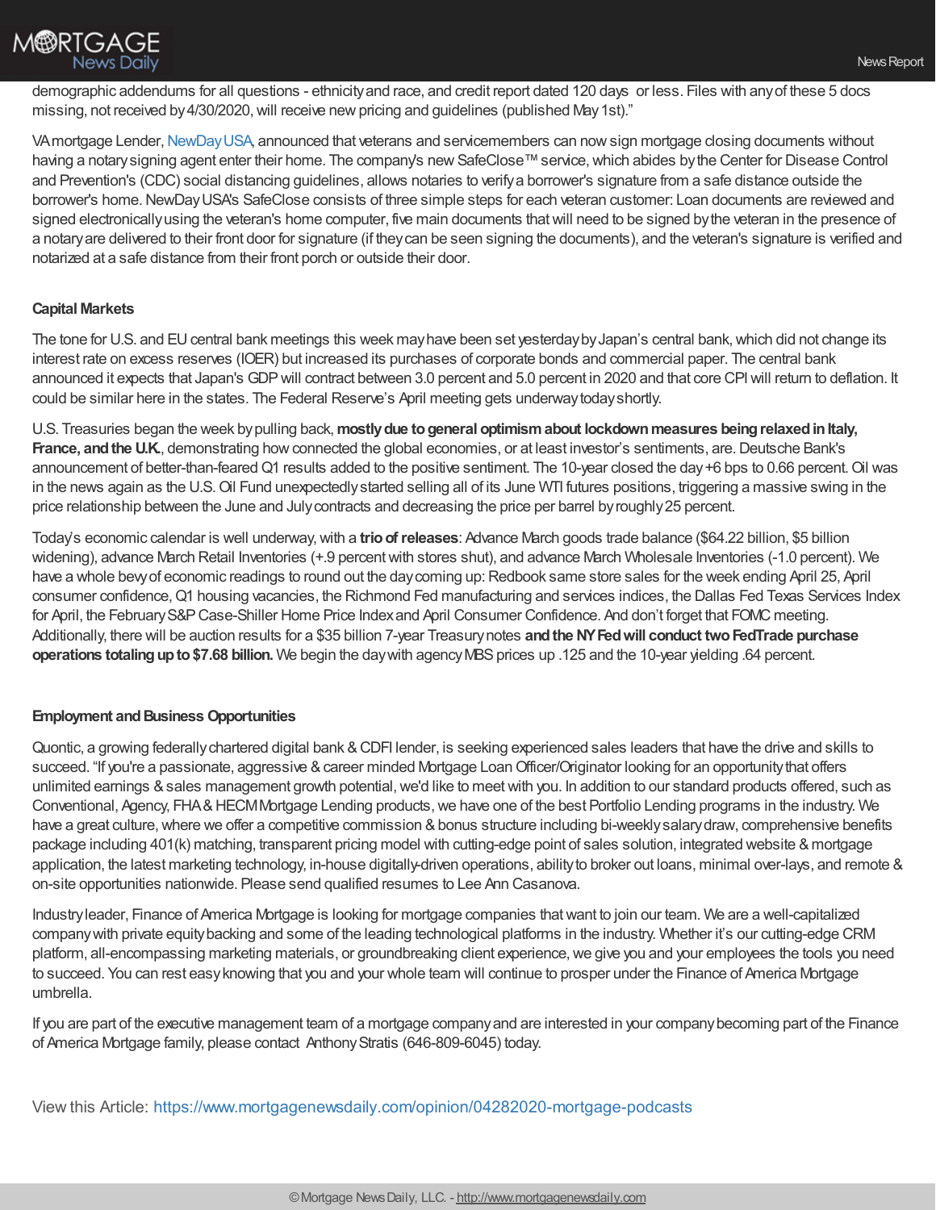demographic addendums for all questions - ethnicity and race, and credit report dated 120 days or less. Files with any of these 5 docs missing, not received by 4/30/2020, will receive new pricing and guidelines (published May 1st)."

VA mortgage Lender, NewDay USA, announced that veterans and servicemembers can now sign mortgage closing documents without having a notary signing agent enter their home. The company's new SafeClose™ service, which abides by the Center for Disease Control and Prevention's (CDC) social distancing guidelines, allows notaries to verify a borrower's signature from a safe distance outside the borrower's home. NewDay USA's SafeClose consists of three simple steps for each veteran customer: Loan documents are reviewed and signed electronically using the veteran's home computer, five main documents that will need to be signed by the veteran in the presence of a notary are delivered to their front door for signature (if they can be seen signing the documents), and the veteran's signature is verified and notarized at a safe distance from their front porch or outside their door.

**Capital Markets**

The tone for U.S. and EU central bank meetings this week may have been set yesterday by Japan's central bank, which did not change its interest rate on excess reserves (IOER) but increased its purchases of corporate bonds and commercial paper. The central bank announced it expects that Japan's GDP will contract between 3.0 percent and 5.0 percent in 2020 and that core CPI will return to deflation. It could be similar here in the states. The Federal Reserve's April meeting gets underway today shortly.

U.S. Treasuries began the week by pulling back, **mostly due to general optimism about lockdown measures being relaxed in Italy, France, and the U.K.**, demonstrating how connected the global economies, or at least investor's sentiments, are. Deutsche Bank's announcement of better-than-feared Q1 results added to the positive sentiment. The 10-year closed the day +6 bps to 0.66 percent. Oil was in the news again as the U.S. Oil Fund unexpectedly started selling all of its June WTI futures positions, triggering a massive swing in the price relationship between the June and July contracts and decreasing the price per barrel by roughly 25 percent.

Today's economic calendar is well underway, with a **trio of releases**: Advance March goods trade balance ($64.22 billion, $5 billion widening), advance March Retail Inventories (+.9 percent with stores shut), and advance March Wholesale Inventories (-1.0 percent). We have a whole bevy of economic readings to round out the day coming up: Redbook same store sales for the week ending April 25, April consumer confidence, Q1 housing vacancies, the Richmond Fed manufacturing and services indices, the Dallas Fed Texas Services Index for April, the February S&P Case-Shiller Home Price Index and April Consumer Confidence. And don't forget that FOMC meeting. Additionally, there will be auction results for a $35 billion 7-year Treasury notes **and the NY Fed will conduct two FedTrade purchase operations totaling up to $7.68 billion.** We begin the day with agency MBS prices up .125 and the 10-year yielding .64 percent.

**Employment and Business Opportunities**

Quontic, a growing federally chartered digital bank & CDFI lender, is seeking experienced sales leaders that have the drive and skills to succeed. "If you're a passionate, aggressive & career minded Mortgage Loan Officer/Originator looking for an opportunity that offers unlimited earnings & sales management growth potential, we'd like to meet with you. In addition to our standard products offered, such as Conventional, Agency, FHA & HECM Mortgage Lending products, we have one of the best Portfolio Lending programs in the industry. We have a great culture, where we offer a competitive commission & bonus structure including bi-weekly salary draw, comprehensive benefits package including 401(k) matching, transparent pricing model with cutting-edge point of sales solution, integrated website & mortgage application, the latest marketing technology, in-house digitally-driven operations, ability to broker out loans, minimal over-lays, and remote & on-site opportunities nationwide. Please send qualified resumes to Lee Ann Casanova.

Industry leader, Finance of America Mortgage is looking for mortgage companies that want to join our team. We are a well-capitalized company with private equity backing and some of the leading technological platforms in the industry. Whether it's our cutting-edge CRM platform, all-encompassing marketing materials, or groundbreaking client experience, we give you and your employees the tools you need to succeed. You can rest easy knowing that you and your whole team will continue to prosper under the Finance of America Mortgage umbrella.

If you are part of the executive management team of a mortgage company and are interested in your company becoming part of the Finance of America Mortgage family, please contact Anthony Stratis (646-809-6045) today.

View this Article: https://www.mortgagenewsdaily.com/opinion/04282020-mortgage-podcasts